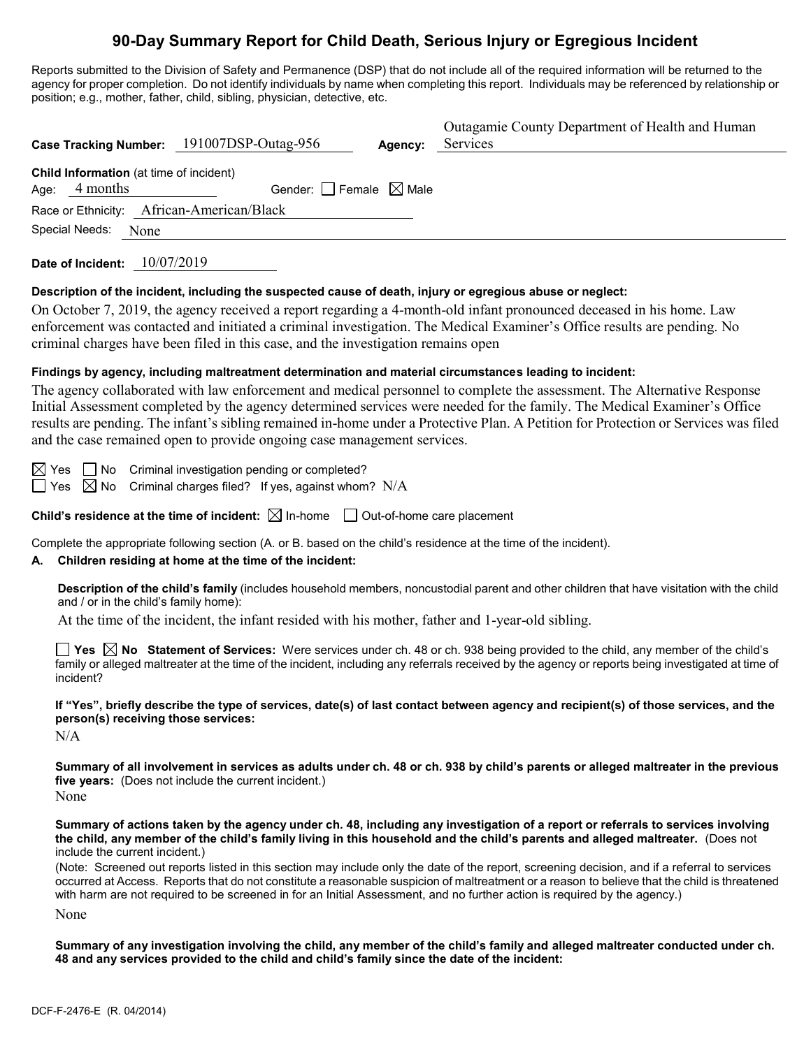# 90-Day Summary Report for Child Death, Serious Injury or Egregious Incident

Reports submitted to the Division of Safety and Permanence (DSP) that do not include all of the required information will be returned to the agency for proper completion. Do not identify individuals by name when completing this report. Individuals may be referenced by relationship or position; e.g., mother, father, child, sibling, physician, detective, etc.

**Case Tracking Number:** 191007DSP-Outag-956 **Agency:** Outagamie County Department of Health and Human Services

**Child Information** (at time of incident)

Age: 4 months Gender: ☐ Female ☒ Male

Race or Ethnicity: African-American/Black

Special Needs: None

**Date of Incident:** 10/07/2019

**Description of the incident, including the suspected cause of death, injury or egregious abuse or neglect:**

On October 7, 2019, the agency received a report regarding a 4-month-old infant pronounced deceased in his home. Law enforcement was contacted and initiated a criminal investigation. The Medical Examiner's Office results are pending. No criminal charges have been filed in this case, and the investigation remains open

**Findings by agency, including maltreatment determination and material circumstances leading to incident:**

The agency collaborated with law enforcement and medical personnel to complete the assessment. The Alternative Response Initial Assessment completed by the agency determined services were needed for the family. The Medical Examiner's Office results are pending. The infant's sibling remained in-home under a Protective Plan. A Petition for Protection or Services was filed and the case remained open to provide ongoing case management services.

☒ Yes ☐ No Criminal investigation pending or completed?

☐ Yes ☒ No Criminal charges filed? If yes, against whom? N/A

**Child's residence at the time of incident:** ☒ In-home ☐ Out-of-home care placement

Complete the appropriate following section (A. or B. based on the child's residence at the time of the incident).

**A. Children residing at home at the time of the incident:**

**Description of the child's family** (includes household members, noncustodial parent and other children that have visitation with the child and / or in the child's family home):

At the time of the incident, the infant resided with his mother, father and 1-year-old sibling.

☐ **Yes** ☒ **No Statement of Services:** Were services under ch. 48 or ch. 938 being provided to the child, any member of the child's family or alleged maltreater at the time of the incident, including any referrals received by the agency or reports being investigated at time of incident?

**If "Yes", briefly describe the type of services, date(s) of last contact between agency and recipient(s) of those services, and the person(s) receiving those services:**

N/A

**Summary of all involvement in services as adults under ch. 48 or ch. 938 by child's parents or alleged maltreater in the previous five years:** (Does not include the current incident.)

None

**Summary of actions taken by the agency under ch. 48, including any investigation of a report or referrals to services involving the child, any member of the child's family living in this household and the child's parents and alleged maltreater.** (Does not include the current incident.)

(Note: Screened out reports listed in this section may include only the date of the report, screening decision, and if a referral to services occurred at Access. Reports that do not constitute a reasonable suspicion of maltreatment or a reason to believe that the child is threatened with harm are not required to be screened in for an Initial Assessment, and no further action is required by the agency.)

None

**Summary of any investigation involving the child, any member of the child's family and alleged maltreater conducted under ch. 48 and any services provided to the child and child's family since the date of the incident:**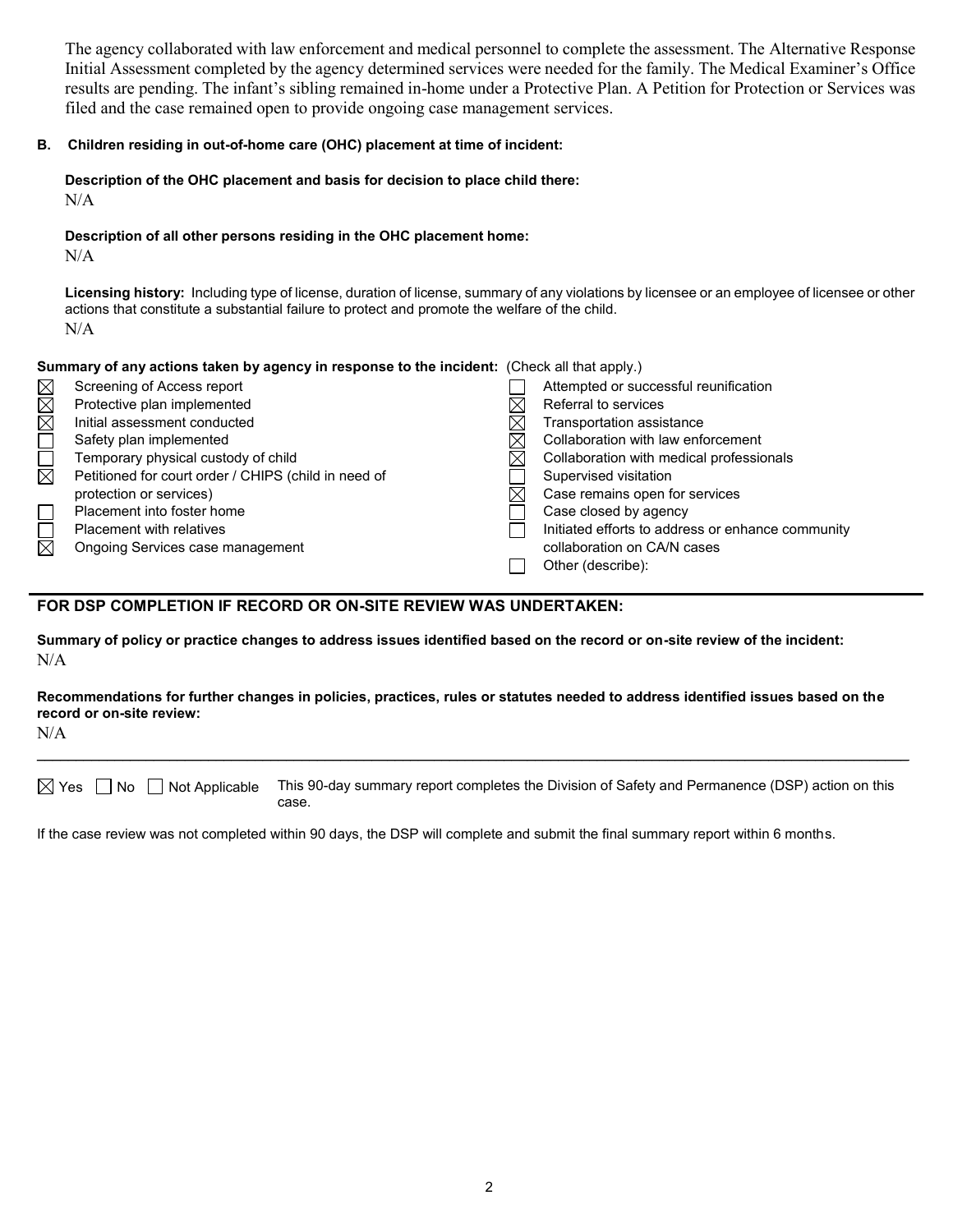The agency collaborated with law enforcement and medical personnel to complete the assessment. The Alternative Response Initial Assessment completed by the agency determined services were needed for the family. The Medical Examiner's Office results are pending. The infant's sibling remained in-home under a Protective Plan. A Petition for Protection or Services was filed and the case remained open to provide ongoing case management services.

**B. Children residing in out-of-home care (OHC) placement at time of incident:**

**Description of the OHC placement and basis for decision to place child there:**
N/A

**Description of all other persons residing in the OHC placement home:**
N/A

**Licensing history:** Including type of license, duration of license, summary of any violations by licensee or an employee of licensee or other actions that constitute a substantial failure to protect and promote the welfare of the child.
N/A

**Summary of any actions taken by agency in response to the incident:** (Check all that apply.)

- ☒ Screening of Access report
- ☒ Protective plan implemented
- ☒ Initial assessment conducted
- ☐ Safety plan implemented
- ☐ Temporary physical custody of child
- ☒ Petitioned for court order / CHIPS (child in need of protection or services)
- ☐ Placement into foster home
- ☐ Placement with relatives
- ☒ Ongoing Services case management
- ☐ Attempted or successful reunification
- ☒ Referral to services
- ☒ Transportation assistance
- ☒ Collaboration with law enforcement
- ☒ Collaboration with medical professionals
- ☐ Supervised visitation
- ☒ Case remains open for services
- ☐ Case closed by agency
- ☐ Initiated efforts to address or enhance community collaboration on CA/N cases
- ☐ Other (describe):

## FOR DSP COMPLETION IF RECORD OR ON-SITE REVIEW WAS UNDERTAKEN:

**Summary of policy or practice changes to address issues identified based on the record or on-site review of the incident:**
N/A

**Recommendations for further changes in policies, practices, rules or statutes needed to address identified issues based on the record or on-site review:**
N/A

☒ Yes ☐ No ☐ Not Applicable This 90-day summary report completes the Division of Safety and Permanence (DSP) action on this case.

If the case review was not completed within 90 days, the DSP will complete and submit the final summary report within 6 months.